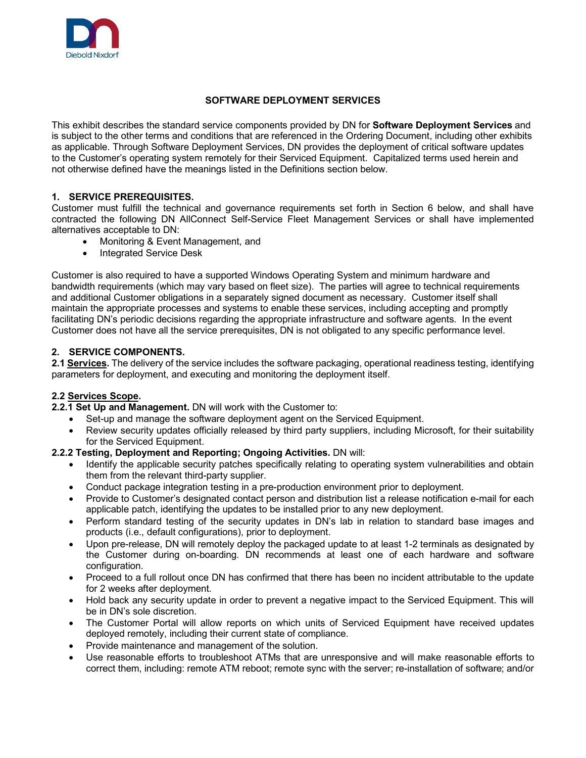# SOFTWARE DEPLOYMENT SERVICES

This exhibit describes the standard service components provided by DN for **Software Deployment Services** and is subject to the other terms and conditions that are referenced in the Ordering Document, including other exhibits as applicable. Through Software Deployment Services, DN provides the deployment of critical software updates to the Customer's operating system remotely for their Serviced Equipment. Capitalized terms used herein and not otherwise defined have the meanings listed in the Definitions section below.

## 1. SERVICE PREREQUISITES.

Customer must fulfill the technical and governance requirements set forth in Section 6 below, and shall have contracted the following DN AllConnect Self-Service Fleet Management Services or shall have implemented alternatives acceptable to DN:

- Monitoring & Event Management, and
- Integrated Service Desk

Customer is also required to have a supported Windows Operating System and minimum hardware and bandwidth requirements (which may vary based on fleet size). The parties will agree to technical requirements and additional Customer obligations in a separately signed document as necessary. Customer itself shall maintain the appropriate processes and systems to enable these services, including accepting and promptly facilitating DN's periodic decisions regarding the appropriate infrastructure and software agents. In the event Customer does not have all the service prerequisites, DN is not obligated to any specific performance level.

## 2. SERVICE COMPONENTS.

**2.1 Services.** The delivery of the service includes the software packaging, operational readiness testing, identifying parameters for deployment, and executing and monitoring the deployment itself.

**2.2 Services Scope.**

**2.2.1 Set Up and Management.** DN will work with the Customer to:

- Set-up and manage the software deployment agent on the Serviced Equipment.
- Review security updates officially released by third party suppliers, including Microsoft, for their suitability for the Serviced Equipment.

**2.2.2 Testing, Deployment and Reporting; Ongoing Activities.** DN will:

- Identify the applicable security patches specifically relating to operating system vulnerabilities and obtain them from the relevant third-party supplier.
- Conduct package integration testing in a pre-production environment prior to deployment.
- Provide to Customer's designated contact person and distribution list a release notification e-mail for each applicable patch, identifying the updates to be installed prior to any new deployment.
- Perform standard testing of the security updates in DN's lab in relation to standard base images and products (i.e., default configurations), prior to deployment.
- Upon pre-release, DN will remotely deploy the packaged update to at least 1-2 terminals as designated by the Customer during on-boarding. DN recommends at least one of each hardware and software configuration.
- Proceed to a full rollout once DN has confirmed that there has been no incident attributable to the update for 2 weeks after deployment.
- Hold back any security update in order to prevent a negative impact to the Serviced Equipment. This will be in DN's sole discretion.
- The Customer Portal will allow reports on which units of Serviced Equipment have received updates deployed remotely, including their current state of compliance.
- Provide maintenance and management of the solution.
- Use reasonable efforts to troubleshoot ATMs that are unresponsive and will make reasonable efforts to correct them, including: remote ATM reboot; remote sync with the server; re-installation of software; and/or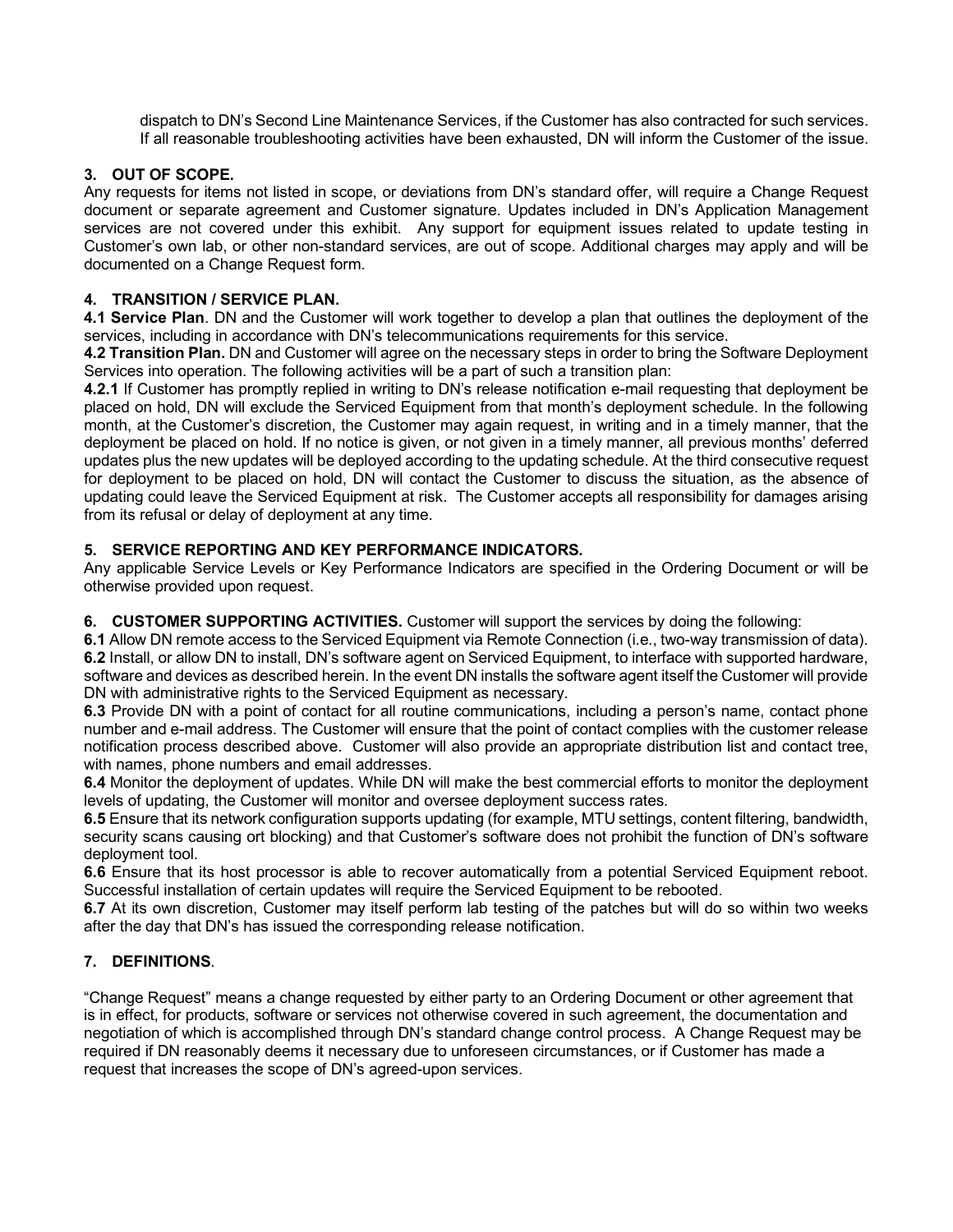dispatch to DN's Second Line Maintenance Services, if the Customer has also contracted for such services. If all reasonable troubleshooting activities have been exhausted, DN will inform the Customer of the issue.

## 3. OUT OF SCOPE.

Any requests for items not listed in scope, or deviations from DN's standard offer, will require a Change Request document or separate agreement and Customer signature. Updates included in DN's Application Management services are not covered under this exhibit. Any support for equipment issues related to update testing in Customer's own lab, or other non-standard services, are out of scope. Additional charges may apply and will be documented on a Change Request form.

## 4. TRANSITION / SERVICE PLAN.

**4.1 Service Plan**. DN and the Customer will work together to develop a plan that outlines the deployment of the services, including in accordance with DN's telecommunications requirements for this service.

**4.2 Transition Plan.** DN and Customer will agree on the necessary steps in order to bring the Software Deployment Services into operation. The following activities will be a part of such a transition plan:

**4.2.1** If Customer has promptly replied in writing to DN's release notification e-mail requesting that deployment be placed on hold, DN will exclude the Serviced Equipment from that month's deployment schedule. In the following month, at the Customer's discretion, the Customer may again request, in writing and in a timely manner, that the deployment be placed on hold. If no notice is given, or not given in a timely manner, all previous months' deferred updates plus the new updates will be deployed according to the updating schedule. At the third consecutive request for deployment to be placed on hold, DN will contact the Customer to discuss the situation, as the absence of updating could leave the Serviced Equipment at risk. The Customer accepts all responsibility for damages arising from its refusal or delay of deployment at any time.

## 5. SERVICE REPORTING AND KEY PERFORMANCE INDICATORS.

Any applicable Service Levels or Key Performance Indicators are specified in the Ordering Document or will be otherwise provided upon request.

## 6. CUSTOMER SUPPORTING ACTIVITIES.

Customer will support the services by doing the following:

**6.1** Allow DN remote access to the Serviced Equipment via Remote Connection (i.e., two-way transmission of data).

**6.2** Install, or allow DN to install, DN's software agent on Serviced Equipment, to interface with supported hardware, software and devices as described herein. In the event DN installs the software agent itself the Customer will provide DN with administrative rights to the Serviced Equipment as necessary.

**6.3** Provide DN with a point of contact for all routine communications, including a person's name, contact phone number and e-mail address. The Customer will ensure that the point of contact complies with the customer release notification process described above. Customer will also provide an appropriate distribution list and contact tree, with names, phone numbers and email addresses.

**6.4** Monitor the deployment of updates. While DN will make the best commercial efforts to monitor the deployment levels of updating, the Customer will monitor and oversee deployment success rates.

**6.5** Ensure that its network configuration supports updating (for example, MTU settings, content filtering, bandwidth, security scans causing ort blocking) and that Customer's software does not prohibit the function of DN's software deployment tool.

**6.6** Ensure that its host processor is able to recover automatically from a potential Serviced Equipment reboot. Successful installation of certain updates will require the Serviced Equipment to be rebooted.

**6.7** At its own discretion, Customer may itself perform lab testing of the patches but will do so within two weeks after the day that DN's has issued the corresponding release notification.

## 7. DEFINITIONS.

"Change Request" means a change requested by either party to an Ordering Document or other agreement that is in effect, for products, software or services not otherwise covered in such agreement, the documentation and negotiation of which is accomplished through DN's standard change control process. A Change Request may be required if DN reasonably deems it necessary due to unforeseen circumstances, or if Customer has made a request that increases the scope of DN's agreed-upon services.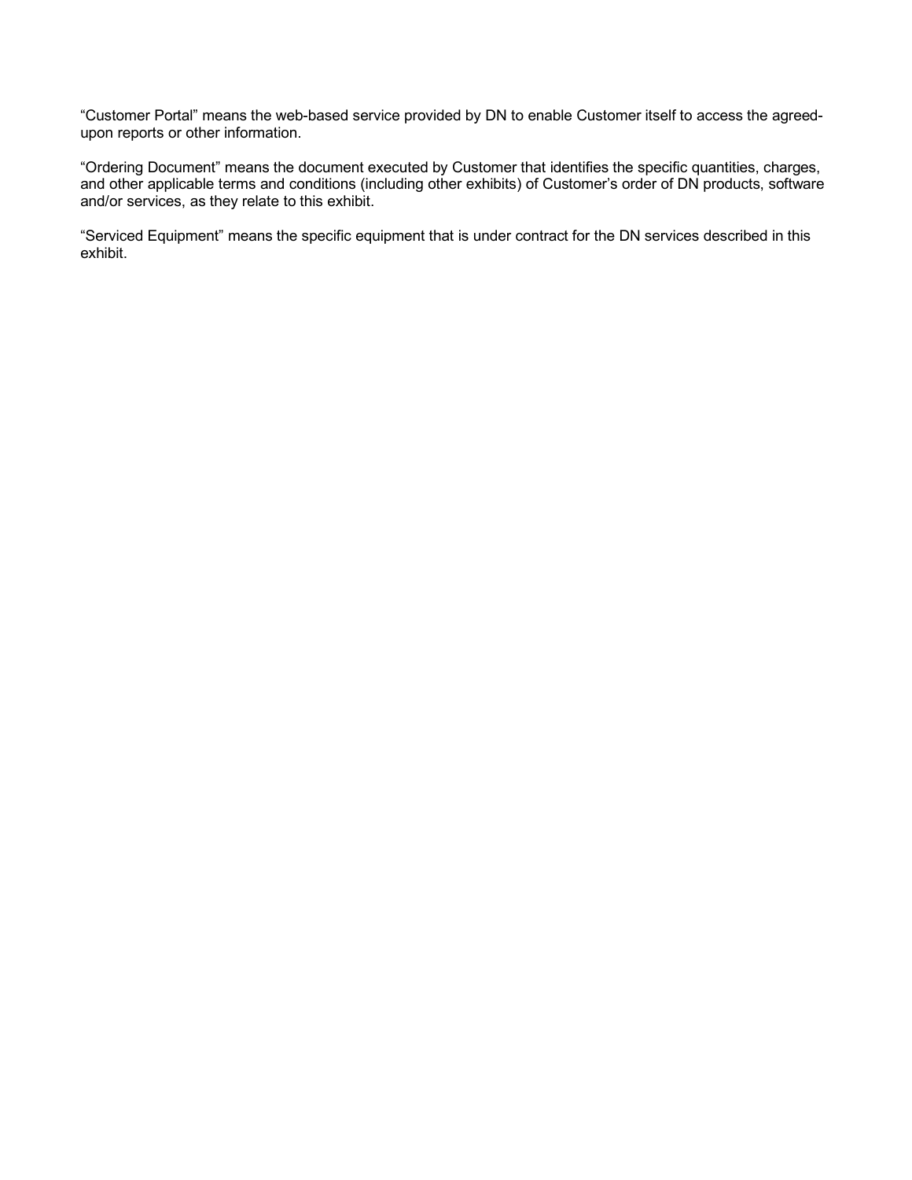“Customer Portal” means the web-based service provided by DN to enable Customer itself to access the agreed-upon reports or other information.

“Ordering Document” means the document executed by Customer that identifies the specific quantities, charges, and other applicable terms and conditions (including other exhibits) of Customer’s order of DN products, software and/or services, as they relate to this exhibit.

“Serviced Equipment” means the specific equipment that is under contract for the DN services described in this exhibit.